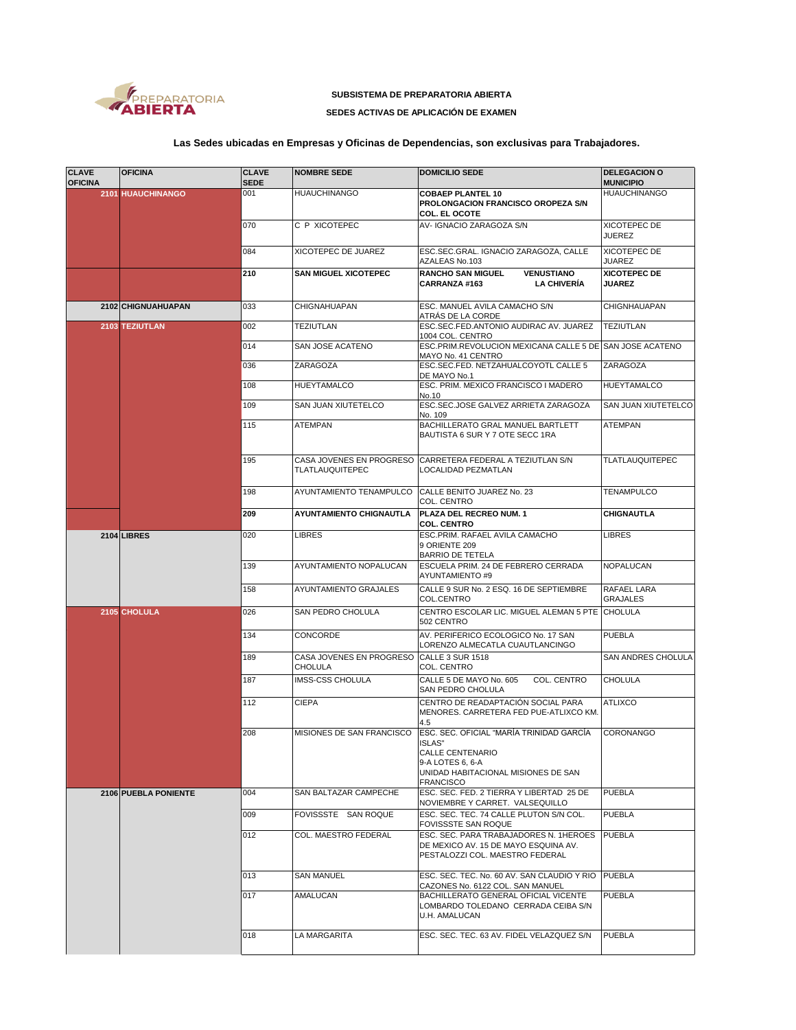**SUBSISTEMA DE PREPARATORIA ABIERTA**

**SEDES ACTIVAS DE APLICACIÓN DE EXAMEN**

**Las Sedes ubicadas en Empresas y Oficinas de Dependencias, son exclusivas para Trabajadores.**

| CLAVE OFICINA | OFICINA | CLAVE SEDE | NOMBRE SEDE | DOMICILIO SEDE | DELEGACION O MUNICIPIO |
|---|---|---|---|---|---|
| 2101 | HUAUCHINANGO | 001 | HUAUCHINANGO | **COBAEP PLANTEL 10 PROLONGACION FRANCISCO OROPEZA S/N COL. EL OCOTE** | HUAUCHINANGO |
| | | 070 | C P XICOTEPEC | AV- IGNACIO ZARAGOZA S/N | XICOTEPEC DE JUEREZ |
| | | 084 | XICOTEPEC DE JUAREZ | ESC.SEC.GRAL. IGNACIO ZARAGOZA, CALLE AZALEAS No.103 | XICOTEPEC DE JUAREZ |
| | | **210** | **SAN MIGUEL XICOTEPEC** | **RANCHO SAN MIGUEL VENUSTIANO CARRANZA #163 LA CHIVERÍA** | **XICOTEPEC DE JUAREZ** |
| 2102 | CHIGNUAHUAPAN | 033 | CHIGNAHUAPAN | ESC. MANUEL AVILA CAMACHO S/N ATRÁS DE LA CORDE | CHIGNHAUAPAN |
| 2103 | TEZIUTLAN | 002 | TEZIUTLAN | ESC.SEC.FED.ANTONIO AUDIRAC AV. JUAREZ 1004 COL. CENTRO | TEZIUTLAN |
| | | 014 | SAN JOSE ACATENO | ESC.PRIM.REVOLUCION MEXICANA CALLE 5 DE MAYO No. 41 CENTRO | SAN JOSE ACATENO |
| | | 036 | ZARAGOZA | ESC.SEC.FED. NETZAHUALCOYOTL CALLE 5 DE MAYO No.1 | ZARAGOZA |
| | | 108 | HUEYTAMALCO | ESC. PRIM. MEXICO FRANCISCO I MADERO No.10 | HUEYTAMALCO |
| | | 109 | SAN JUAN XIUTETELCO | ESC.SEC.JOSE GALVEZ ARRIETA ZARAGOZA No. 109 | SAN JUAN XIUTETELCO |
| | | 115 | ATEMPAN | BACHILLERATO GRAL MANUEL BARTLETT BAUTISTA 6 SUR Y 7 OTE SECC 1RA | ATEMPAN |
| | | 195 | CASA JOVENES EN PROGRESO TLATLAUQUITEPEC | CARRETERA FEDERAL A TEZIUTLAN S/N LOCALIDAD PEZMATLAN | TLATLAUQUITEPEC |
| | | 198 | AYUNTAMIENTO TENAMPULCO | CALLE BENITO JUAREZ No. 23 COL. CENTRO | TENAMPULCO |
| | | **209** | **AYUNTAMIENTO CHIGNAUTLA** | **PLAZA DEL RECREO NUM. 1 COL. CENTRO** | **CHIGNAUTLA** |
| 2104 | LIBRES | 020 | LIBRES | ESC.PRIM. RAFAEL AVILA CAMACHO 9 ORIENTE 209 BARRIO DE TETELA | LIBRES |
| | | 139 | AYUNTAMIENTO NOPALUCAN | ESCUELA PRIM. 24 DE FEBRERO CERRADA AYUNTAMIENTO #9 | NOPALUCAN |
| | | 158 | AYUNTAMIENTO GRAJALES | CALLE 9 SUR No. 2 ESQ. 16 DE SEPTIEMBRE COL.CENTRO | RAFAEL LARA GRAJALES |
| 2105 | CHOLULA | 026 | SAN PEDRO CHOLULA | CENTRO ESCOLAR LIC. MIGUEL ALEMAN 5 PTE 502 CENTRO | CHOLULA |
| | | 134 | CONCORDE | AV. PERIFERICO ECOLOGICO No. 17 SAN LORENZO ALMECATLA CUAUTLANCINGO | PUEBLA |
| | | 189 | CASA JOVENES EN PROGRESO CHOLULA | CALLE 3 SUR 1518 COL. CENTRO | SAN ANDRES CHOLULA |
| | | 187 | IMSS-CSS CHOLULA | CALLE 5 DE MAYO No. 605 COL. CENTRO SAN PEDRO CHOLULA | CHOLULA |
| | | 112 | CIEPA | CENTRO DE READAPTACIÓN SOCIAL PARA MENORES. CARRETERA FED PUE-ATLIXCO KM. 4.5 | ATLIXCO |
| | | 208 | MISIONES DE SAN FRANCISCO | ESC. SEC. OFICIAL "MARÍA TRINIDAD GARCÍA ISLAS" CALLE CENTENARIO 9-A LOTES 6, 6-A UNIDAD HABITACIONAL MISIONES DE SAN FRANCISCO | CORONANGO |
| 2106 | PUEBLA PONIENTE | 004 | SAN BALTAZAR CAMPECHE | ESC. SEC. FED. 2 TIERRA Y LIBERTAD 25 DE NOVIEMBRE Y CARRET. VALSEQUILLO | PUEBLA |
| | | 009 | FOVISSSTE SAN ROQUE | ESC. SEC. TEC. 74 CALLE PLUTON S/N COL. FOVISSSTE SAN ROQUE | PUEBLA |
| | | 012 | COL. MAESTRO FEDERAL | ESC. SEC. PARA TRABAJADORES N. 1HEROES DE MEXICO AV. 15 DE MAYO ESQUINA AV. PESTALOZZI COL. MAESTRO FEDERAL | PUEBLA |
| | | 013 | SAN MANUEL | ESC. SEC. TEC. No. 60 AV. SAN CLAUDIO Y RIO CAZONES No. 6122 COL. SAN MANUEL | PUEBLA |
| | | 017 | AMALUCAN | BACHILLERATO GENERAL OFICIAL VICENTE LOMBARDO TOLEDANO CERRADA CEIBA S/N U.H. AMALUCAN | PUEBLA |
| | | 018 | LA MARGARITA | ESC. SEC. TEC. 63 AV. FIDEL VELAZQUEZ S/N | PUEBLA |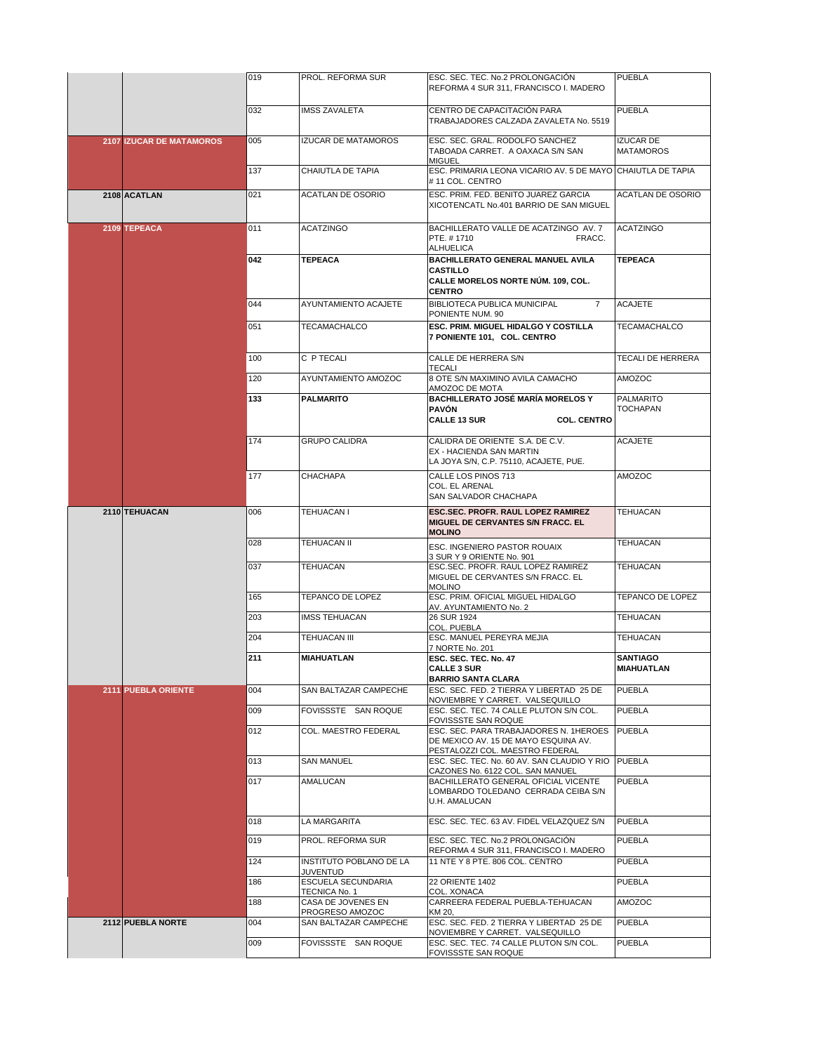| | | | | | |
|---|---|---|---|---|---|
| | | 019 | PROL. REFORMA SUR | ESC. SEC. TEC. No.2 PROLONGACIÓN REFORMA 4 SUR 311, FRANCISCO I. MADERO | PUEBLA |
| | | 032 | IMSS ZAVALETA | CENTRO DE CAPACITACIÓN PARA TRABAJADORES CALZADA ZAVALETA No. 5519 | PUEBLA |
| 2107 | IZUCAR DE MATAMOROS | 005 | IZUCAR DE MATAMOROS | ESC. SEC. GRAL. RODOLFO SANCHEZ TABOADA CARRET. A OAXACA S/N SAN MIGUEL | IZUCAR DE MATAMOROS |
| | | 137 | CHAIUTLA DE TAPIA | ESC. PRIMARIA LEONA VICARIO AV. 5 DE MAYO # 11 COL. CENTRO | CHAIUTLA DE TAPIA |
| 2108 | ACATLAN | 021 | ACATLAN DE OSORIO | ESC. PRIM. FED. BENITO JUAREZ GARCIA XICOTENCATL No.401 BARRIO DE SAN MIGUEL | ACATLAN DE OSORIO |
| 2109 | TEPEACA | 011 | ACATZINGO | BACHILLERATO VALLE DE ACATZINGO AV. 7 PTE. # 1710 FRACC. ALHUELICA | ACATZINGO |
| | | **042** | **TEPEACA** | **BACHILLERATO GENERAL MANUEL AVILA CASTILLO CALLE MORELOS NORTE NÚM. 109, COL. CENTRO** | **TEPEACA** |
| | | 044 | AYUNTAMIENTO ACAJETE | BIBLIOTECA PUBLICA MUNICIPAL 7 PONIENTE NUM. 90 | ACAJETE |
| | | 051 | TECAMACHALCO | **ESC. PRIM. MIGUEL HIDALGO Y COSTILLA 7 PONIENTE 101, COL. CENTRO** | TECAMACHALCO |
| | | 100 | C P TECALI | CALLE DE HERRERA S/N TECALI | TECALI DE HERRERA |
| | | 120 | AYUNTAMIENTO AMOZOC | 8 OTE S/N MAXIMINO AVILA CAMACHO AMOZOC DE MOTA | AMOZOC |
| | | **133** | **PALMARITO** | **BACHILLERATO JOSÉ MARÍA MORELOS Y PAVÓN CALLE 13 SUR COL. CENTRO** | PALMARITO TOCHAPAN |
| | | 174 | GRUPO CALIDRA | CALIDRA DE ORIENTE S.A. DE C.V. EX - HACIENDA SAN MARTIN LA JOYA S/N, C.P. 75110, ACAJETE, PUE. | ACAJETE |
| | | 177 | CHACHAPA | CALLE LOS PINOS 713 COL. EL ARENAL SAN SALVADOR CHACHAPA | AMOZOC |
| 2110 | TEHUACAN | 006 | TEHUACAN I | **ESC.SEC. PROFR. RAUL LOPEZ RAMIREZ MIGUEL DE CERVANTES S/N FRACC. EL MOLINO** | TEHUACAN |
| | | 028 | TEHUACAN II | ESC. INGENIERO PASTOR ROUAIX 3 SUR Y 9 ORIENTE No. 901 | TEHUACAN |
| | | 037 | TEHUACAN | ESC.SEC. PROFR. RAUL LOPEZ RAMIREZ MIGUEL DE CERVANTES S/N FRACC. EL MOLINO | TEHUACAN |
| | | 165 | TEPANCO DE LOPEZ | ESC. PRIM. OFICIAL MIGUEL HIDALGO AV. AYUNTAMIENTO No. 2 | TEPANCO DE LOPEZ |
| | | 203 | IMSS TEHUACAN | 26 SUR 1924 COL. PUEBLA | TEHUACAN |
| | | 204 | TEHUACAN III | ESC. MANUEL PEREYRA MEJIA 7 NORTE No. 201 | TEHUACAN |
| | | **211** | **MIAHUATLAN** | **ESC. SEC. TEC. No. 47 CALLE 3 SUR BARRIO SANTA CLARA** | **SANTIAGO MIAHUATLAN** |
| 2111 | PUEBLA ORIENTE | 004 | SAN BALTAZAR CAMPECHE | ESC. SEC. FED. 2 TIERRA Y LIBERTAD 25 DE NOVIEMBRE Y CARRET. VALSEQUILLO | PUEBLA |
| | | 009 | FOVISSSTE SAN ROQUE | ESC. SEC. TEC. 74 CALLE PLUTON S/N COL. FOVISSSTE SAN ROQUE | PUEBLA |
| | | 012 | COL. MAESTRO FEDERAL | ESC. SEC. PARA TRABAJADORES N. 1HEROES DE MEXICO AV. 15 DE MAYO ESQUINA AV. PESTALOZZI COL. MAESTRO FEDERAL | PUEBLA |
| | | 013 | SAN MANUEL | ESC. SEC. TEC. No. 60 AV. SAN CLAUDIO Y RIO CAZONES No. 6122 COL. SAN MANUEL | PUEBLA |
| | | 017 | AMALUCAN | BACHILLERATO GENERAL OFICIAL VICENTE LOMBARDO TOLEDANO CERRADA CEIBA S/N U.H. AMALUCAN | PUEBLA |
| | | 018 | LA MARGARITA | ESC. SEC. TEC. 63 AV. FIDEL VELAZQUEZ S/N | PUEBLA |
| | | 019 | PROL. REFORMA SUR | ESC. SEC. TEC. No.2 PROLONGACIÓN REFORMA 4 SUR 311, FRANCISCO I. MADERO | PUEBLA |
| | | 124 | INSTITUTO POBLANO DE LA JUVENTUD | 11 NTE Y 8 PTE. 806 COL. CENTRO | PUEBLA |
| | | 186 | ESCUELA SECUNDARIA TECNICA No. 1 | 22 ORIENTE 1402 COL. XONACA | PUEBLA |
| | | 188 | CASA DE JOVENES EN PROGRESO AMOZOC | CARREERA FEDERAL PUEBLA-TEHUACAN KM 20, | AMOZOC |
| 2112 | PUEBLA NORTE | 004 | SAN BALTAZAR CAMPECHE | ESC. SEC. FED. 2 TIERRA Y LIBERTAD 25 DE NOVIEMBRE Y CARRET. VALSEQUILLO | PUEBLA |
| | | 009 | FOVISSSTE SAN ROQUE | ESC. SEC. TEC. 74 CALLE PLUTON S/N COL. FOVISSSTE SAN ROQUE | PUEBLA |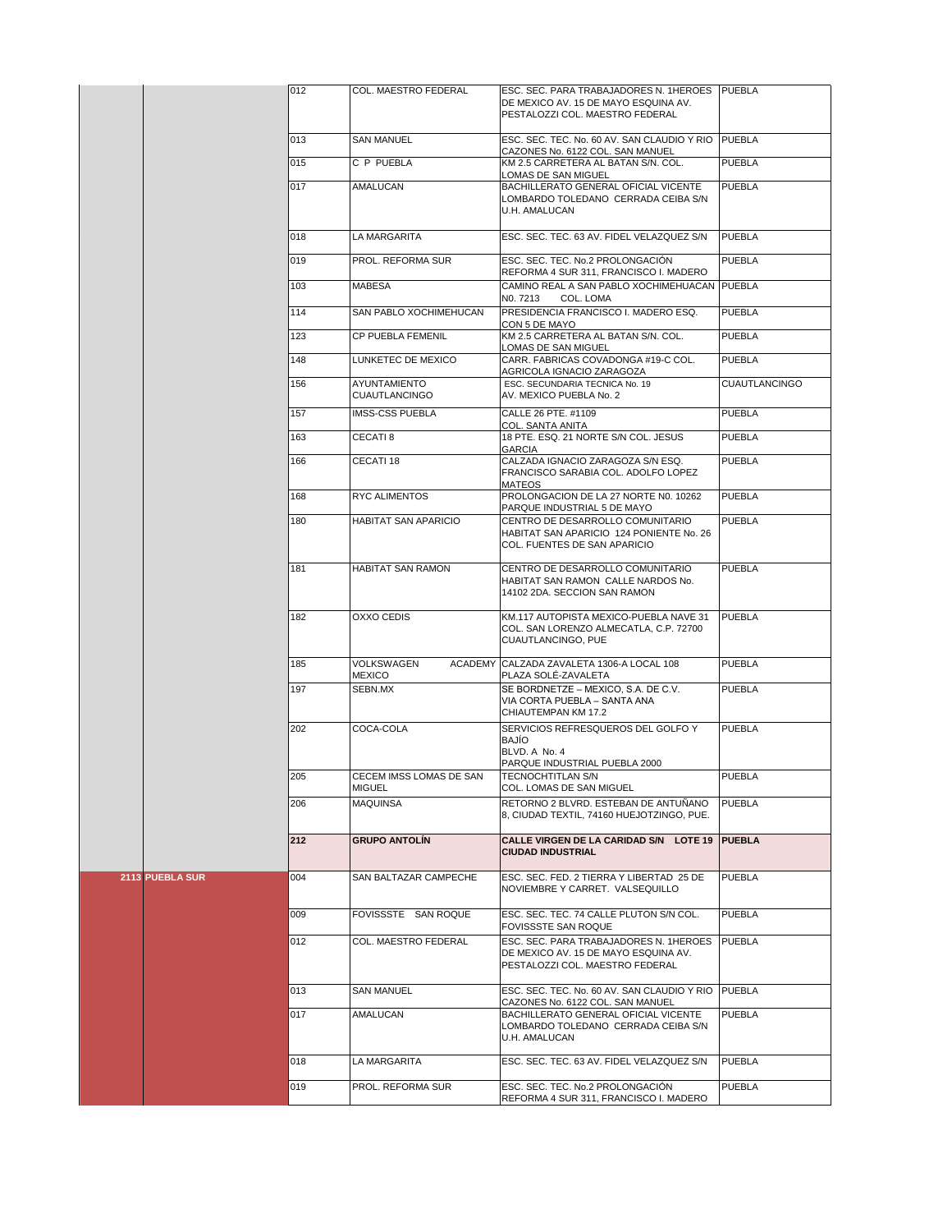| | | | | | |
|---|---|---|---|---|---|
| | | 012 | COL. MAESTRO FEDERAL | ESC. SEC. PARA TRABAJADORES N. 1HEROES DE MEXICO AV. 15 DE MAYO ESQUINA AV. PESTALOZZI COL. MAESTRO FEDERAL | PUEBLA |
| | | 013 | SAN MANUEL | ESC. SEC. TEC. No. 60 AV. SAN CLAUDIO Y RIO CAZONES No. 6122 COL. SAN MANUEL | PUEBLA |
| | | 015 | C P PUEBLA | KM 2.5 CARRETERA AL BATAN S/N. COL. LOMAS DE SAN MIGUEL | PUEBLA |
| | | 017 | AMALUCAN | BACHILLERATO GENERAL OFICIAL VICENTE LOMBARDO TOLEDANO CERRADA CEIBA S/N U.H. AMALUCAN | PUEBLA |
| | | 018 | LA MARGARITA | ESC. SEC. TEC. 63 AV. FIDEL VELAZQUEZ S/N | PUEBLA |
| | | 019 | PROL. REFORMA SUR | ESC. SEC. TEC. No.2 PROLONGACIÓN REFORMA 4 SUR 311, FRANCISCO I. MADERO | PUEBLA |
| | | 103 | MABESA | CAMINO REAL A SAN PABLO XOCHIMEHUACAN N0. 7213 COL. LOMA | PUEBLA |
| | | 114 | SAN PABLO XOCHIMEHUCAN | PRESIDENCIA FRANCISCO I. MADERO ESQ. CON 5 DE MAYO | PUEBLA |
| | | 123 | CP PUEBLA FEMENIL | KM 2.5 CARRETERA AL BATAN S/N. COL. LOMAS DE SAN MIGUEL | PUEBLA |
| | | 148 | LUNKETEC DE MEXICO | CARR. FABRICAS COVADONGA #19-C COL. AGRICOLA IGNACIO ZARAGOZA | PUEBLA |
| | | 156 | AYUNTAMIENTO CUAUTLANCINGO | ESC. SECUNDARIA TECNICA No. 19 AV. MEXICO PUEBLA No. 2 | CUAUTLANCINGO |
| | | 157 | IMSS-CSS PUEBLA | CALLE 26 PTE. #1109 COL. SANTA ANITA | PUEBLA |
| | | 163 | CECATI 8 | 18 PTE. ESQ. 21 NORTE S/N COL. JESUS GARCIA | PUEBLA |
| | | 166 | CECATI 18 | CALZADA IGNACIO ZARAGOZA S/N ESQ. FRANCISCO SARABIA COL. ADOLFO LOPEZ MATEOS | PUEBLA |
| | | 168 | RYC ALIMENTOS | PROLONGACION DE LA 27 NORTE N0. 10262 PARQUE INDUSTRIAL 5 DE MAYO | PUEBLA |
| | | 180 | HABITAT SAN APARICIO | CENTRO DE DESARROLLO COMUNITARIO HABITAT SAN APARICIO 124 PONIENTE No. 26 COL. FUENTES DE SAN APARICIO | PUEBLA |
| | | 181 | HABITAT SAN RAMON | CENTRO DE DESARROLLO COMUNITARIO HABITAT SAN RAMON CALLE NARDOS No. 14102 2DA. SECCION SAN RAMON | PUEBLA |
| | | 182 | OXXO CEDIS | KM.117 AUTOPISTA MEXICO-PUEBLA NAVE 31 COL. SAN LORENZO ALMECATLA, C.P. 72700 CUAUTLANCINGO, PUE | PUEBLA |
| | | 185 | VOLKSWAGEN ACADEMY MEXICO | CALZADA ZAVALETA 1306-A LOCAL 108 PLAZA SOLÉ-ZAVALETA | PUEBLA |
| | | 197 | SEBN.MX | SE BORDNETZE – MEXICO, S.A. DE C.V. VIA CORTA PUEBLA – SANTA ANA CHIAUTEMPAN KM 17.2 | PUEBLA |
| | | 202 | COCA-COLA | SERVICIOS REFRESQUEROS DEL GOLFO Y BAJÍO BLVD. A No. 4 PARQUE INDUSTRIAL PUEBLA 2000 | PUEBLA |
| | | 205 | CECEM IMSS LOMAS DE SAN MIGUEL | TECNOCHTITLAN S/N COL. LOMAS DE SAN MIGUEL | PUEBLA |
| | | 206 | MAQUINSA | RETORNO 2 BLVRD. ESTEBAN DE ANTUÑANO 8, CIUDAD TEXTIL, 74160 HUEJOTZINGO, PUE. | PUEBLA |
| | | **212** | **GRUPO ANTOLÍN** | **CALLE VIRGEN DE LA CARIDAD S/N LOTE 19 CIUDAD INDUSTRIAL** | **PUEBLA** |
| **2113** | **PUEBLA SUR** | 004 | SAN BALTAZAR CAMPECHE | ESC. SEC. FED. 2 TIERRA Y LIBERTAD 25 DE NOVIEMBRE Y CARRET. VALSEQUILLO | PUEBLA |
| | | 009 | FOVISSSTE SAN ROQUE | ESC. SEC. TEC. 74 CALLE PLUTON S/N COL. FOVISSSTE SAN ROQUE | PUEBLA |
| | | 012 | COL. MAESTRO FEDERAL | ESC. SEC. PARA TRABAJADORES N. 1HEROES DE MEXICO AV. 15 DE MAYO ESQUINA AV. PESTALOZZI COL. MAESTRO FEDERAL | PUEBLA |
| | | 013 | SAN MANUEL | ESC. SEC. TEC. No. 60 AV. SAN CLAUDIO Y RIO CAZONES No. 6122 COL. SAN MANUEL | PUEBLA |
| | | 017 | AMALUCAN | BACHILLERATO GENERAL OFICIAL VICENTE LOMBARDO TOLEDANO CERRADA CEIBA S/N U.H. AMALUCAN | PUEBLA |
| | | 018 | LA MARGARITA | ESC. SEC. TEC. 63 AV. FIDEL VELAZQUEZ S/N | PUEBLA |
| | | 019 | PROL. REFORMA SUR | ESC. SEC. TEC. No.2 PROLONGACIÓN REFORMA 4 SUR 311, FRANCISCO I. MADERO | PUEBLA |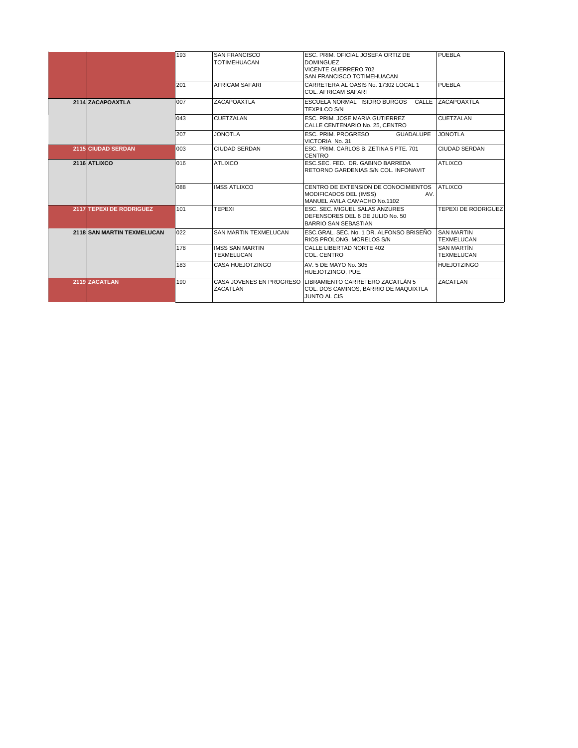| | | | | | |
|---|---|---|---|---|---|
| | | 193 | SAN FRANCISCO TOTIMEHUACAN | ESC. PRIM. OFICIAL JOSEFA ORTIZ DE DOMINGUEZ VICENTE GUERRERO 702 SAN FRANCISCO TOTIMEHUACAN | PUEBLA |
| | | 201 | AFRICAM SAFARI | CARRETERA AL OASIS No. 17302 LOCAL 1 COL. AFRICAM SAFARI | PUEBLA |
| 2114 | ZACAPOAXTLA | 007 | ZACAPOAXTLA | ESCUELA NORMAL ISIDRO BURGOS CALLE TEXPILCO S/N | ZACAPOAXTLA |
| | | 043 | CUETZALAN | ESC. PRIM. JOSE MARIA GUTIERREZ CALLE CENTENARIO No. 25, CENTRO | CUETZALAN |
| | | 207 | JONOTLA | ESC. PRIM. PROGRESO GUADALUPE VICTORIA No. 31 | JONOTLA |
| 2115 | CIUDAD SERDAN | 003 | CIUDAD SERDAN | ESC. PRIM. CARLOS B. ZETINA 5 PTE. 701 CENTRO | CIUDAD SERDAN |
| 2116 | ATLIXCO | 016 | ATLIXCO | ESC.SEC. FED. DR. GABINO BARREDA RETORNO GARDENIAS S/N COL. INFONAVIT | ATLIXCO |
| | | 088 | IMSS ATLIXCO | CENTRO DE EXTENSION DE CONOCIMIENTOS MODIFICADOS DEL (IMSS) AV. MANUEL AVILA CAMACHO No.1102 | ATLIXCO |
| 2117 | TEPEXI DE RODRIGUEZ | 101 | TEPEXI | ESC. SEC. MIGUEL SALAS ANZURES DEFENSORES DEL 6 DE JULIO No. 50 BARRIO SAN SEBASTIAN | TEPEXI DE RODRIGUEZ |
| 2118 | SAN MARTIN TEXMELUCAN | 022 | SAN MARTIN TEXMELUCAN | ESC.GRAL. SEC. No. 1 DR. ALFONSO BRISEÑO RIOS PROLONG. MORELOS S/N | SAN MARTIN TEXMELUCAN |
| | | 178 | IMSS SAN MARTIN TEXMELUCAN | CALLE LIBERTAD NORTE 402 COL. CENTRO | SAN MARTÍN TEXMELUCAN |
| | | 183 | CASA HUEJOTZINGO | AV. 5 DE MAYO No. 305 HUEJOTZINGO, PUE. | HUEJOTZINGO |
| 2119 | ZACATLAN | 190 | CASA JOVENES EN PROGRESO ZACATLÁN | LIBRAMIENTO CARRETERO ZACATLÀN 5 COL. DOS CAMINOS, BARRIO DE MAQUIXTLA JUNTO AL CIS | ZACATLAN |